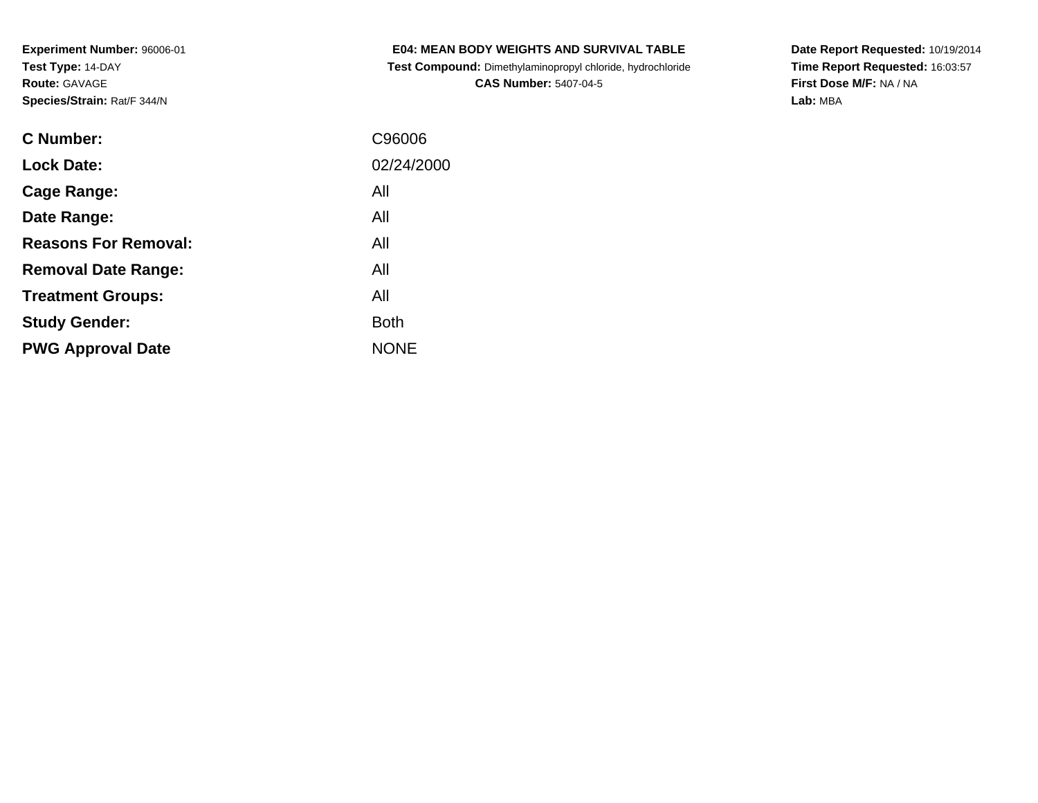**Experiment Number:** 96006-01
**Test Type:** 14-DAY
**Route:** GAVAGE
**Species/Strain:** Rat/F 344/N

**E04: MEAN BODY WEIGHTS AND SURVIVAL TABLE**
**Test Compound:** Dimethylaminopropyl chloride, hydrochloride
**CAS Number:** 5407-04-5

**Date Report Requested:** 10/19/2014
**Time Report Requested:** 16:03:57
**First Dose M/F:** NA / NA
**Lab:** MBA

| | |
|---|---|
| **C Number:** | C96006 |
| **Lock Date:** | 02/24/2000 |
| **Cage Range:** | All |
| **Date Range:** | All |
| **Reasons For Removal:** | All |
| **Removal Date Range:** | All |
| **Treatment Groups:** | All |
| **Study Gender:** | Both |
| **PWG Approval Date** | NONE |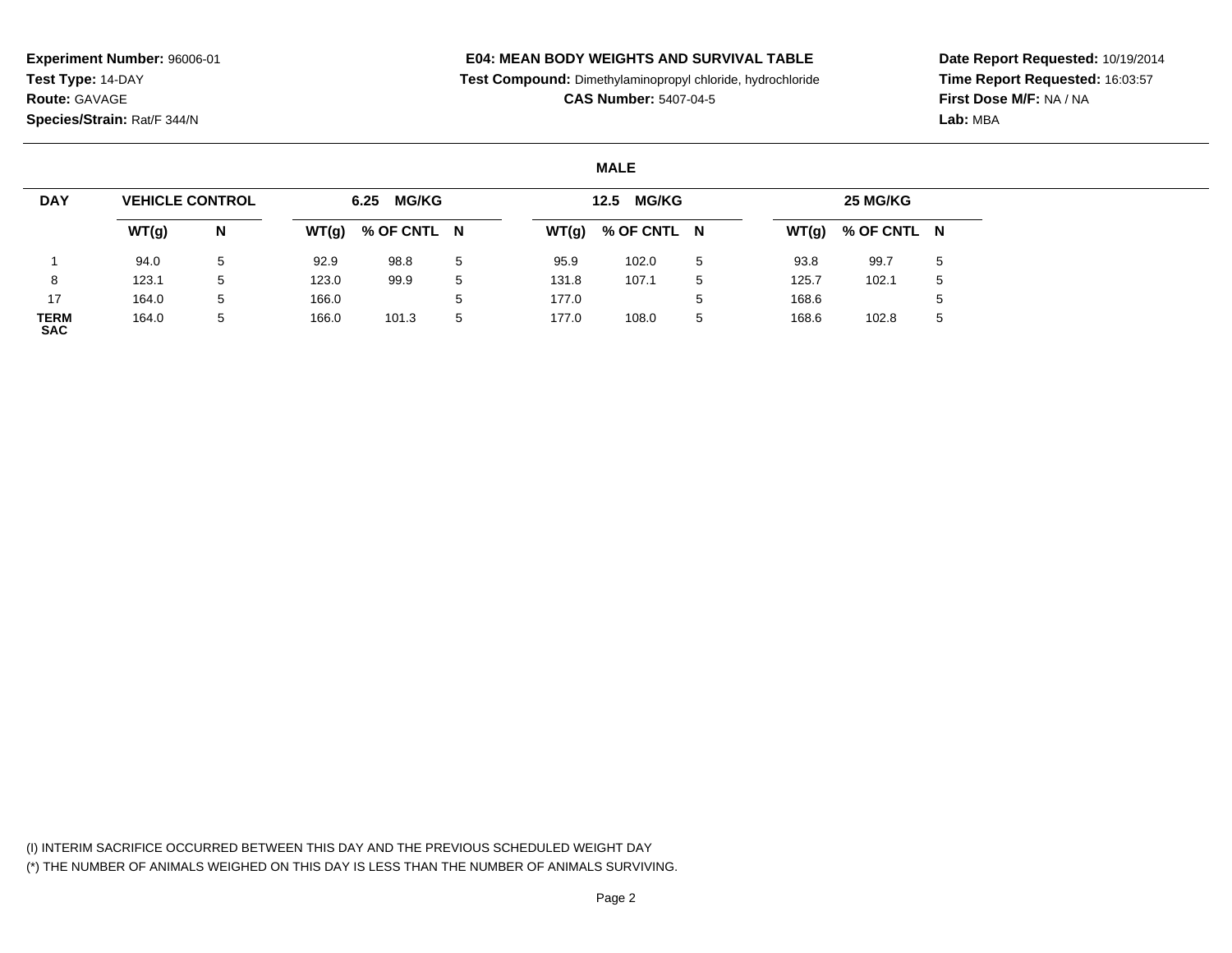**Experiment Number:** 96006-01
**Test Type:** 14-DAY
**Route:** GAVAGE
**Species/Strain:** Rat/F 344/N

**E04: MEAN BODY WEIGHTS AND SURVIVAL TABLE**
**Test Compound:** Dimethylaminopropyl chloride, hydrochloride
**CAS Number:** 5407-04-5

**Date Report Requested:** 10/19/2014
**Time Report Requested:** 16:03:57
**First Dose M/F:** NA / NA
**Lab:** MBA

**MALE**

| DAY | VEHICLE CONTROL | | 6.25 MG/KG | | | 12.5 MG/KG | | | 25 MG/KG | | |
|---|---|---|---|---|---|---|---|---|---|---|---|
| | WT(g) | N | WT(g) | % OF CNTL | N | WT(g) | % OF CNTL | N | WT(g) | % OF CNTL | N |
| 1 | 94.0 | 5 | 92.9 | 98.8 | 5 | 95.9 | 102.0 | 5 | 93.8 | 99.7 | 5 |
| 8 | 123.1 | 5 | 123.0 | 99.9 | 5 | 131.8 | 107.1 | 5 | 125.7 | 102.1 | 5 |
| 17 | 164.0 | 5 | 166.0 | | 5 | 177.0 | | 5 | 168.6 | | 5 |
| TERM SAC | 164.0 | 5 | 166.0 | 101.3 | 5 | 177.0 | 108.0 | 5 | 168.6 | 102.8 | 5 |

(I) INTERIM SACRIFICE OCCURRED BETWEEN THIS DAY AND THE PREVIOUS SCHEDULED WEIGHT DAY
(*) THE NUMBER OF ANIMALS WEIGHED ON THIS DAY IS LESS THAN THE NUMBER OF ANIMALS SURVIVING.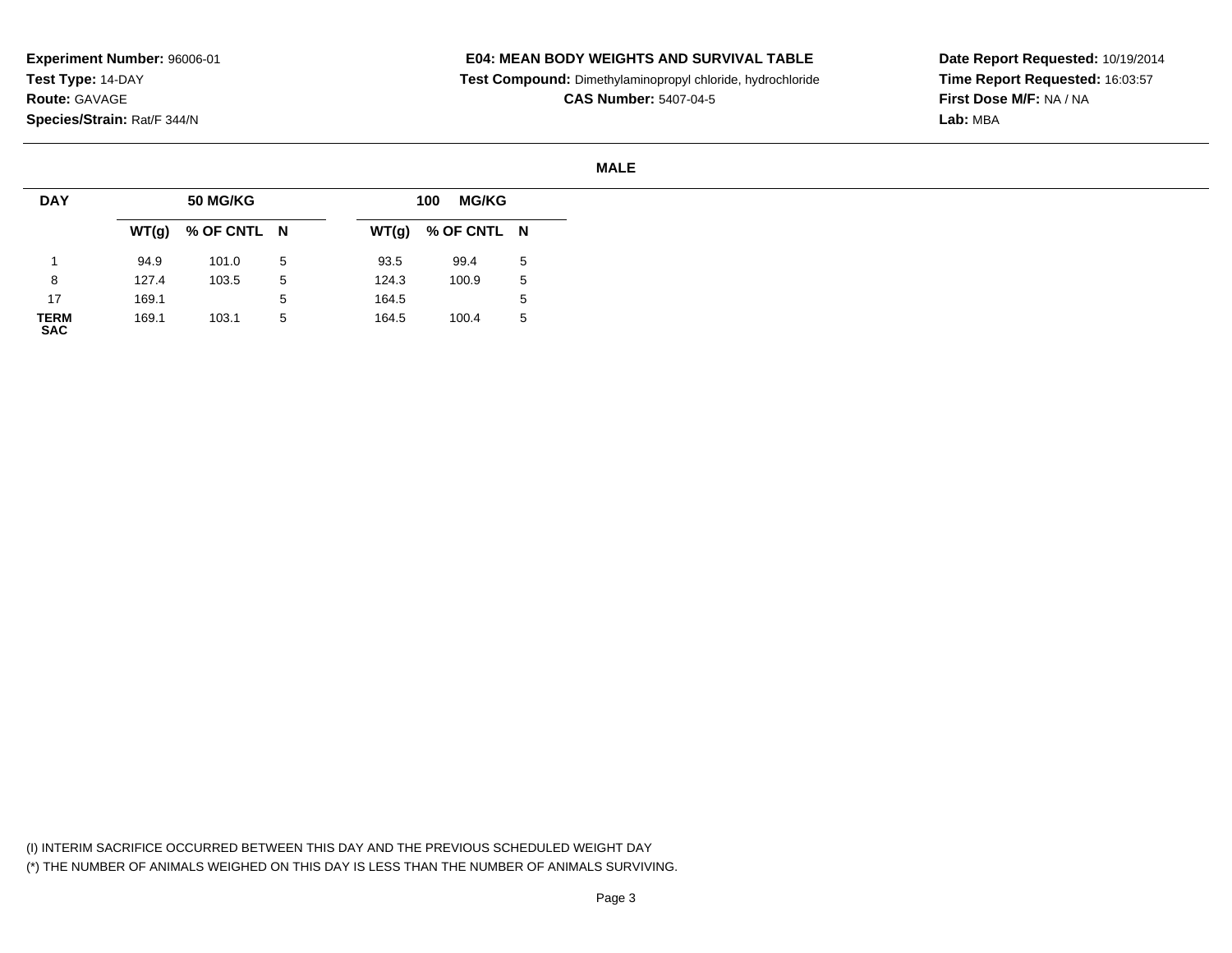**Experiment Number:** 96006-01
**Test Type:** 14-DAY
**Route:** GAVAGE
**Species/Strain:** Rat/F 344/N

**E04: MEAN BODY WEIGHTS AND SURVIVAL TABLE**
**Test Compound:** Dimethylaminopropyl chloride, hydrochloride
**CAS Number:** 5407-04-5

**Date Report Requested:** 10/19/2014
**Time Report Requested:** 16:03:57
**First Dose M/F:** NA / NA
**Lab:** MBA

**MALE**

| DAY | 50 MG/KG | | | 100 MG/KG | | |
|---|---|---|---|---|---|---|
| | WT(g) | % OF CNTL | N | WT(g) | % OF CNTL | N |
| 1 | 94.9 | 101.0 | 5 | 93.5 | 99.4 | 5 |
| 8 | 127.4 | 103.5 | 5 | 124.3 | 100.9 | 5 |
| 17 | 169.1 | | 5 | 164.5 | | 5 |
| TERM SAC | 169.1 | 103.1 | 5 | 164.5 | 100.4 | 5 |

(I) INTERIM SACRIFICE OCCURRED BETWEEN THIS DAY AND THE PREVIOUS SCHEDULED WEIGHT DAY
(*) THE NUMBER OF ANIMALS WEIGHED ON THIS DAY IS LESS THAN THE NUMBER OF ANIMALS SURVIVING.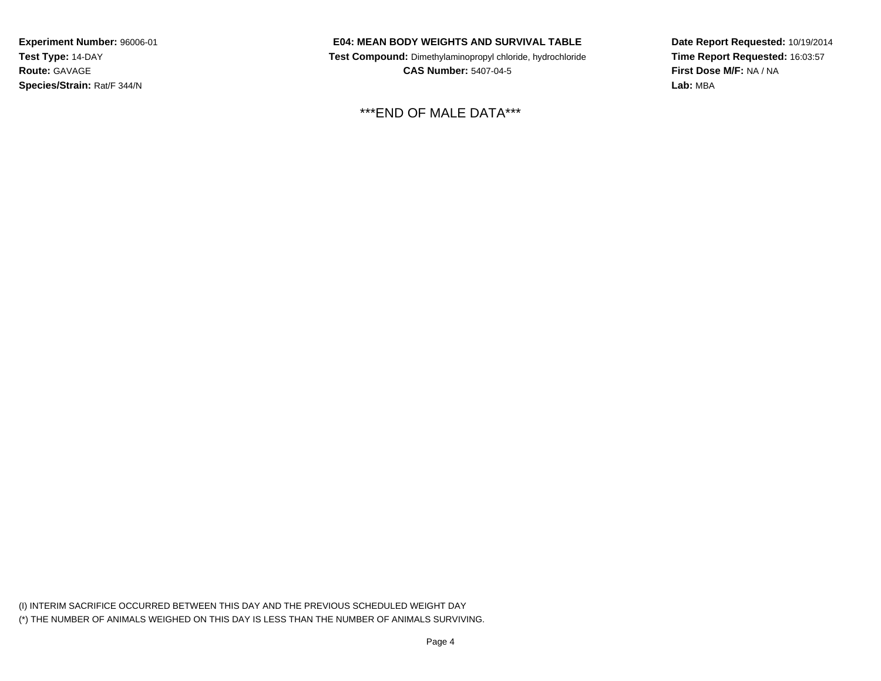**Experiment Number:** 96006-01
**Test Type:** 14-DAY
**Route:** GAVAGE
**Species/Strain:** Rat/F 344/N

**E04: MEAN BODY WEIGHTS AND SURVIVAL TABLE**
**Test Compound:** Dimethylaminopropyl chloride, hydrochloride
**CAS Number:** 5407-04-5

**Date Report Requested:** 10/19/2014
**Time Report Requested:** 16:03:57
**First Dose M/F:** NA / NA
**Lab:** MBA

***END OF MALE DATA***

(I) INTERIM SACRIFICE OCCURRED BETWEEN THIS DAY AND THE PREVIOUS SCHEDULED WEIGHT DAY
(*) THE NUMBER OF ANIMALS WEIGHED ON THIS DAY IS LESS THAN THE NUMBER OF ANIMALS SURVIVING.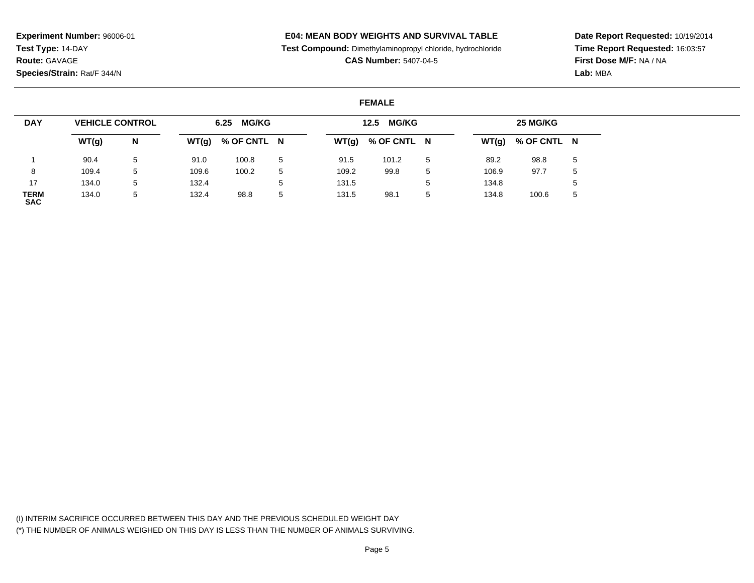**Experiment Number:** 96006-01
**Test Type:** 14-DAY
**Route:** GAVAGE
**Species/Strain:** Rat/F 344/N

**E04: MEAN BODY WEIGHTS AND SURVIVAL TABLE**
**Test Compound:** Dimethylaminopropyl chloride, hydrochloride
**CAS Number:** 5407-04-5

**Date Report Requested:** 10/19/2014
**Time Report Requested:** 16:03:57
**First Dose M/F:** NA / NA
**Lab:** MBA

**FEMALE**

| DAY | VEHICLE CONTROL | | 6.25 MG/KG | | | 12.5 MG/KG | | | 25 MG/KG | | |
|---|---|---|---|---|---|---|---|---|---|---|---|
| | WT(g) | N | WT(g) | % OF CNTL | N | WT(g) | % OF CNTL | N | WT(g) | % OF CNTL | N |
| 1 | 90.4 | 5 | 91.0 | 100.8 | 5 | 91.5 | 101.2 | 5 | 89.2 | 98.8 | 5 |
| 8 | 109.4 | 5 | 109.6 | 100.2 | 5 | 109.2 | 99.8 | 5 | 106.9 | 97.7 | 5 |
| 17 | 134.0 | 5 | 132.4 | | 5 | 131.5 | | 5 | 134.8 | | 5 |
| TERM SAC | 134.0 | 5 | 132.4 | 98.8 | 5 | 131.5 | 98.1 | 5 | 134.8 | 100.6 | 5 |

(I) INTERIM SACRIFICE OCCURRED BETWEEN THIS DAY AND THE PREVIOUS SCHEDULED WEIGHT DAY
(*) THE NUMBER OF ANIMALS WEIGHED ON THIS DAY IS LESS THAN THE NUMBER OF ANIMALS SURVIVING.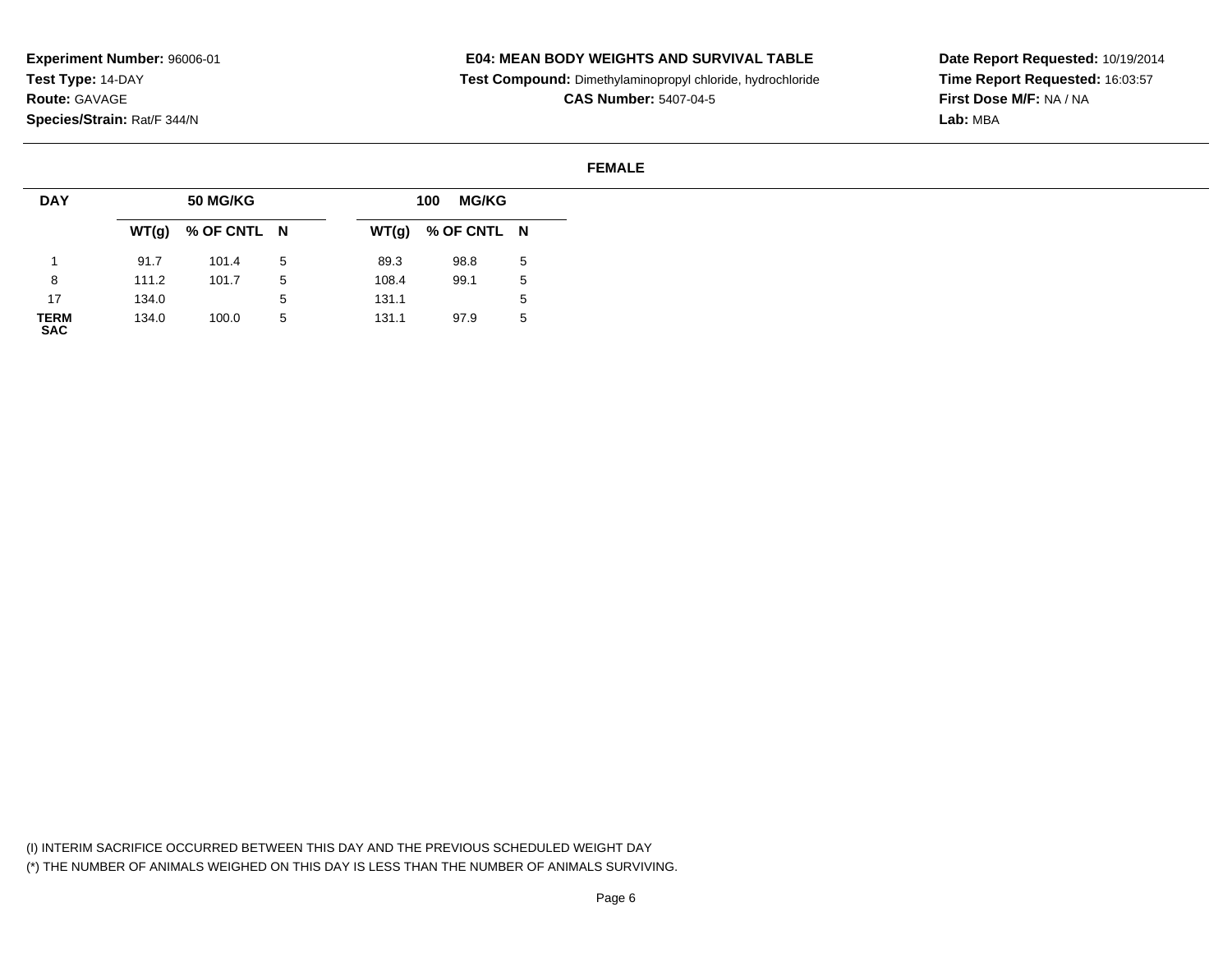**Experiment Number:** 96006-01
**Test Type:** 14-DAY
**Route:** GAVAGE
**Species/Strain:** Rat/F 344/N

**E04: MEAN BODY WEIGHTS AND SURVIVAL TABLE**
**Test Compound:** Dimethylaminopropyl chloride, hydrochloride
**CAS Number:** 5407-04-5

**Date Report Requested:** 10/19/2014
**Time Report Requested:** 16:03:57
**First Dose M/F:** NA / NA
**Lab:** MBA

**FEMALE**

| DAY | 50 MG/KG | | | 100 MG/KG | | |
|---|---|---|---|---|---|---|
| | WT(g) | % OF CNTL | N | WT(g) | % OF CNTL | N |
| 1 | 91.7 | 101.4 | 5 | 89.3 | 98.8 | 5 |
| 8 | 111.2 | 101.7 | 5 | 108.4 | 99.1 | 5 |
| 17 | 134.0 | | 5 | 131.1 | | 5 |
| TERM SAC | 134.0 | 100.0 | 5 | 131.1 | 97.9 | 5 |

(I) INTERIM SACRIFICE OCCURRED BETWEEN THIS DAY AND THE PREVIOUS SCHEDULED WEIGHT DAY
(*) THE NUMBER OF ANIMALS WEIGHED ON THIS DAY IS LESS THAN THE NUMBER OF ANIMALS SURVIVING.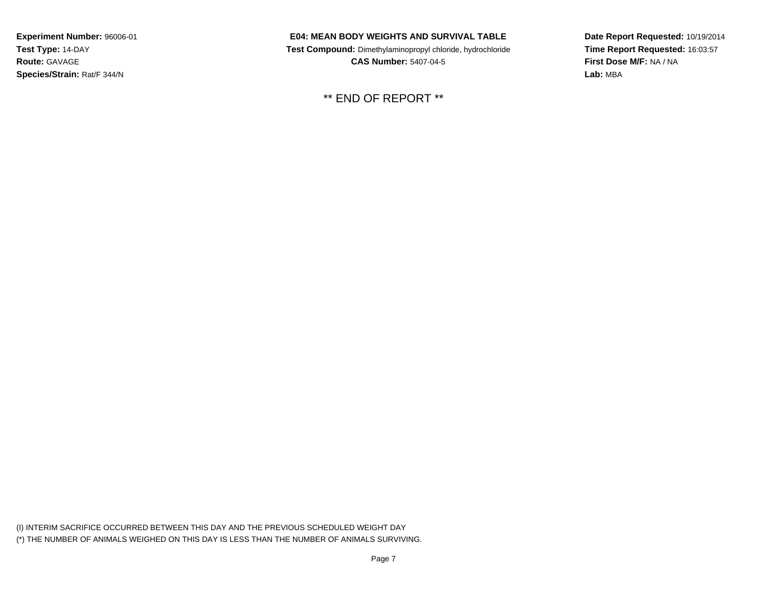**Experiment Number:** 96006-01
**Test Type:** 14-DAY
**Route:** GAVAGE
**Species/Strain:** Rat/F 344/N

**E04: MEAN BODY WEIGHTS AND SURVIVAL TABLE**
**Test Compound:** Dimethylaminopropyl chloride, hydrochloride
**CAS Number:** 5407-04-5

**Date Report Requested:** 10/19/2014
**Time Report Requested:** 16:03:57
**First Dose M/F:** NA / NA
**Lab:** MBA

** END OF REPORT **

(I) INTERIM SACRIFICE OCCURRED BETWEEN THIS DAY AND THE PREVIOUS SCHEDULED WEIGHT DAY
(*) THE NUMBER OF ANIMALS WEIGHED ON THIS DAY IS LESS THAN THE NUMBER OF ANIMALS SURVIVING.